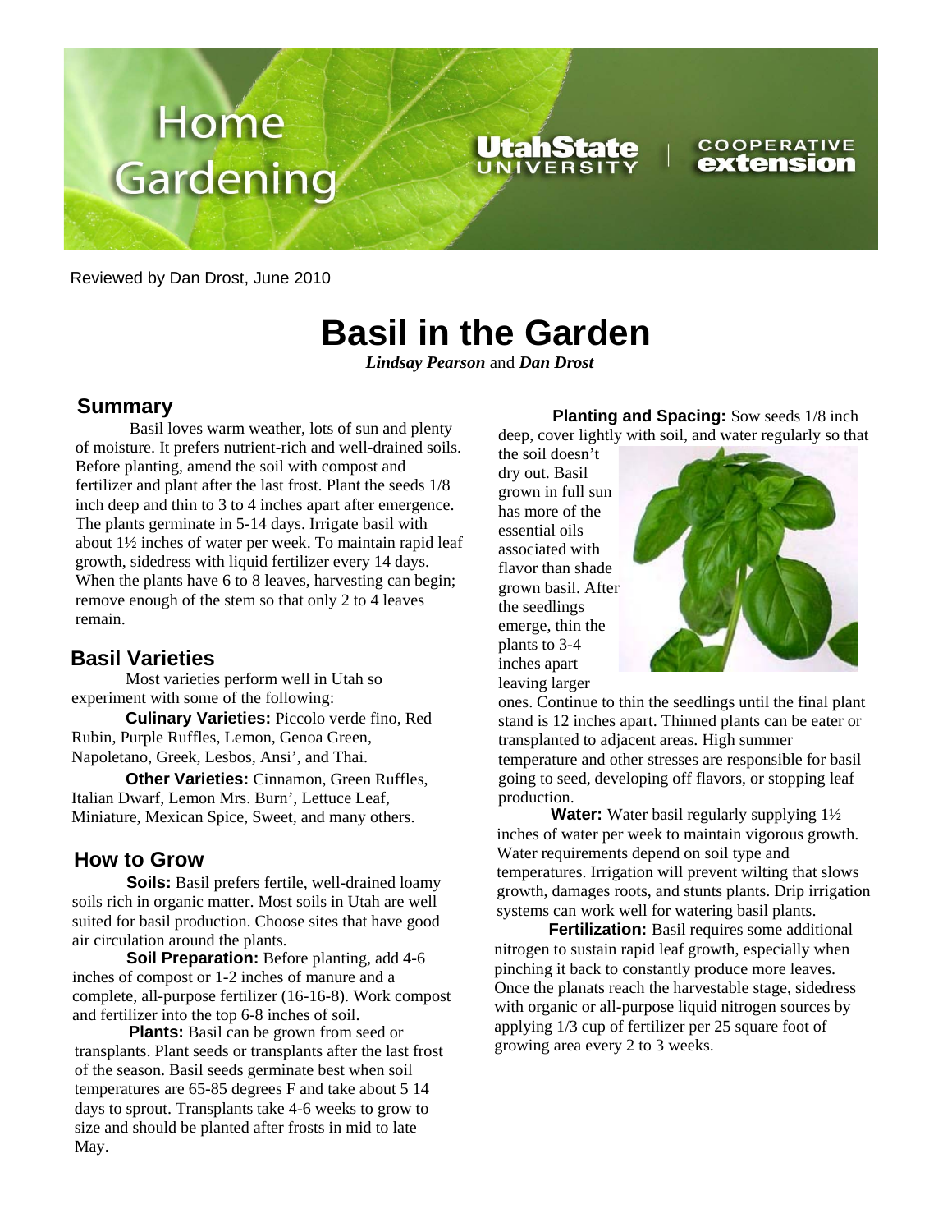Reviewed by Dan Drost, June 2010

# Basil in the Garden

***Lindsay Pearson*** and ***Dan Drost***

## Summary

Basil loves warm weather, lots of sun and plenty of moisture. It prefers nutrient-rich and well-drained soils. Before planting, amend the soil with compost and fertilizer and plant after the last frost. Plant the seeds 1/8 inch deep and thin to 3 to 4 inches apart after emergence. The plants germinate in 5-14 days. Irrigate basil with about 1½ inches of water per week. To maintain rapid leaf growth, sidedress with liquid fertilizer every 14 days. When the plants have 6 to 8 leaves, harvesting can begin; remove enough of the stem so that only 2 to 4 leaves remain.

## Basil Varieties

Most varieties perform well in Utah so experiment with some of the following:

**Culinary Varieties:** Piccolo verde fino, Red Rubin, Purple Ruffles, Lemon, Genoa Green, Napoletano, Greek, Lesbos, Ansi', and Thai.

**Other Varieties:** Cinnamon, Green Ruffles, Italian Dwarf, Lemon Mrs. Burn', Lettuce Leaf, Miniature, Mexican Spice, Sweet, and many others.

## How to Grow

**Soils:** Basil prefers fertile, well-drained loamy soils rich in organic matter. Most soils in Utah are well suited for basil production. Choose sites that have good air circulation around the plants.

**Soil Preparation:** Before planting, add 4-6 inches of compost or 1-2 inches of manure and a complete, all-purpose fertilizer (16-16-8). Work compost and fertilizer into the top 6-8 inches of soil.

**Plants:** Basil can be grown from seed or transplants. Plant seeds or transplants after the last frost of the season. Basil seeds germinate best when soil temperatures are 65-85 degrees F and take about 5 14 days to sprout. Transplants take 4-6 weeks to grow to size and should be planted after frosts in mid to late May.

**Planting and Spacing:** Sow seeds 1/8 inch deep, cover lightly with soil, and water regularly so that the soil doesn't dry out. Basil grown in full sun has more of the essential oils associated with flavor than shade grown basil. After the seedlings emerge, thin the plants to 3-4 inches apart leaving larger ones. Continue to thin the seedlings until the final plant stand is 12 inches apart. Thinned plants can be eater or transplanted to adjacent areas. High summer temperature and other stresses are responsible for basil going to seed, developing off flavors, or stopping leaf production.

**Water:** Water basil regularly supplying 1½ inches of water per week to maintain vigorous growth. Water requirements depend on soil type and temperatures. Irrigation will prevent wilting that slows growth, damages roots, and stunts plants. Drip irrigation systems can work well for watering basil plants.

**Fertilization:** Basil requires some additional nitrogen to sustain rapid leaf growth, especially when pinching it back to constantly produce more leaves. Once the planats reach the harvestable stage, sidedress with organic or all-purpose liquid nitrogen sources by applying 1/3 cup of fertilizer per 25 square foot of growing area every 2 to 3 weeks.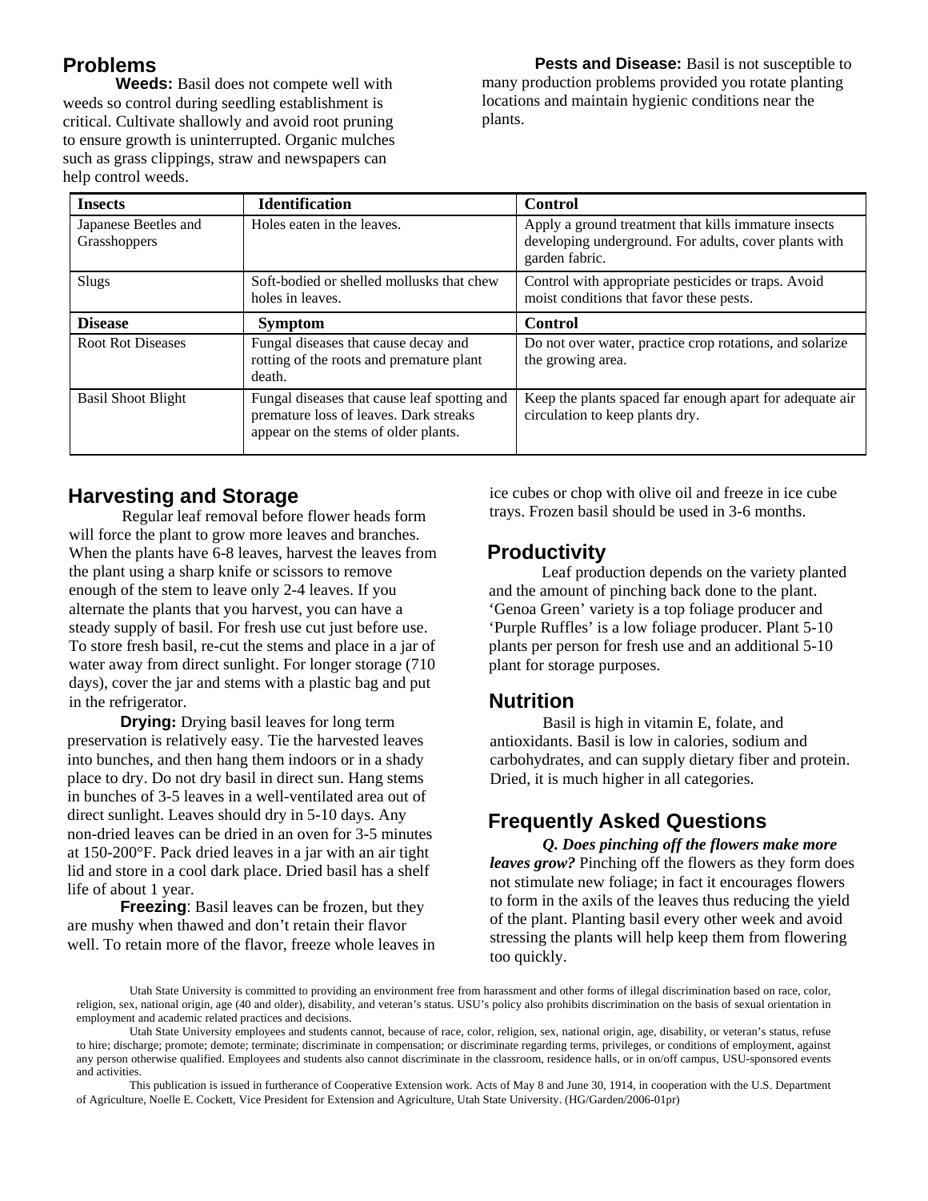## Problems

**Weeds:** Basil does not compete well with weeds so control during seedling establishment is critical. Cultivate shallowly and avoid root pruning to ensure growth is uninterrupted. Organic mulches such as grass clippings, straw and newspapers can help control weeds.

**Pests and Disease:** Basil is not susceptible to many production problems provided you rotate planting locations and maintain hygienic conditions near the plants.

| **Insects** | **Identification** | **Control** |
|---|---|---|
| Japanese Beetles and Grasshoppers | Holes eaten in the leaves. | Apply a ground treatment that kills immature insects developing underground. For adults, cover plants with garden fabric. |
| Slugs | Soft-bodied or shelled mollusks that chew holes in leaves. | Control with appropriate pesticides or traps. Avoid moist conditions that favor these pests. |
| **Disease** | **Symptom** | **Control** |
| Root Rot Diseases | Fungal diseases that cause decay and rotting of the roots and premature plant death. | Do not over water, practice crop rotations, and solarize the growing area. |
| Basil Shoot Blight | Fungal diseases that cause leaf spotting and premature loss of leaves. Dark streaks appear on the stems of older plants. | Keep the plants spaced far enough apart for adequate air circulation to keep plants dry. |

## Harvesting and Storage

Regular leaf removal before flower heads form will force the plant to grow more leaves and branches. When the plants have 6-8 leaves, harvest the leaves from the plant using a sharp knife or scissors to remove enough of the stem to leave only 2-4 leaves. If you alternate the plants that you harvest, you can have a steady supply of basil. For fresh use cut just before use. To store fresh basil, re-cut the stems and place in a jar of water away from direct sunlight. For longer storage (710 days), cover the jar and stems with a plastic bag and put in the refrigerator.

**Drying:** Drying basil leaves for long term preservation is relatively easy. Tie the harvested leaves into bunches, and then hang them indoors or in a shady place to dry. Do not dry basil in direct sun. Hang stems in bunches of 3-5 leaves in a well-ventilated area out of direct sunlight. Leaves should dry in 5-10 days. Any non-dried leaves can be dried in an oven for 3-5 minutes at 150-200°F. Pack dried leaves in a jar with an air tight lid and store in a cool dark place. Dried basil has a shelf life of about 1 year.

**Freezing**: Basil leaves can be frozen, but they are mushy when thawed and don't retain their flavor well. To retain more of the flavor, freeze whole leaves in ice cubes or chop with olive oil and freeze in ice cube trays. Frozen basil should be used in 3-6 months.

## Productivity

Leaf production depends on the variety planted and the amount of pinching back done to the plant. 'Genoa Green' variety is a top foliage producer and 'Purple Ruffles' is a low foliage producer. Plant 5-10 plants per person for fresh use and an additional 5-10 plant for storage purposes.

## Nutrition

Basil is high in vitamin E, folate, and antioxidants. Basil is low in calories, sodium and carbohydrates, and can supply dietary fiber and protein. Dried, it is much higher in all categories.

## Frequently Asked Questions

***Q. Does pinching off the flowers make more leaves grow?*** Pinching off the flowers as they form does not stimulate new foliage; in fact it encourages flowers to form in the axils of the leaves thus reducing the yield of the plant. Planting basil every other week and avoid stressing the plants will help keep them from flowering too quickly.

Utah State University is committed to providing an environment free from harassment and other forms of illegal discrimination based on race, color, religion, sex, national origin, age (40 and older), disability, and veteran's status. USU's policy also prohibits discrimination on the basis of sexual orientation in employment and academic related practices and decisions.

Utah State University employees and students cannot, because of race, color, religion, sex, national origin, age, disability, or veteran's status, refuse to hire; discharge; promote; demote; terminate; discriminate in compensation; or discriminate regarding terms, privileges, or conditions of employment, against any person otherwise qualified. Employees and students also cannot discriminate in the classroom, residence halls, or in on/off campus, USU-sponsored events and activities.

This publication is issued in furtherance of Cooperative Extension work. Acts of May 8 and June 30, 1914, in cooperation with the U.S. Department of Agriculture, Noelle E. Cockett, Vice President for Extension and Agriculture, Utah State University. (HG/Garden/2006-01pr)